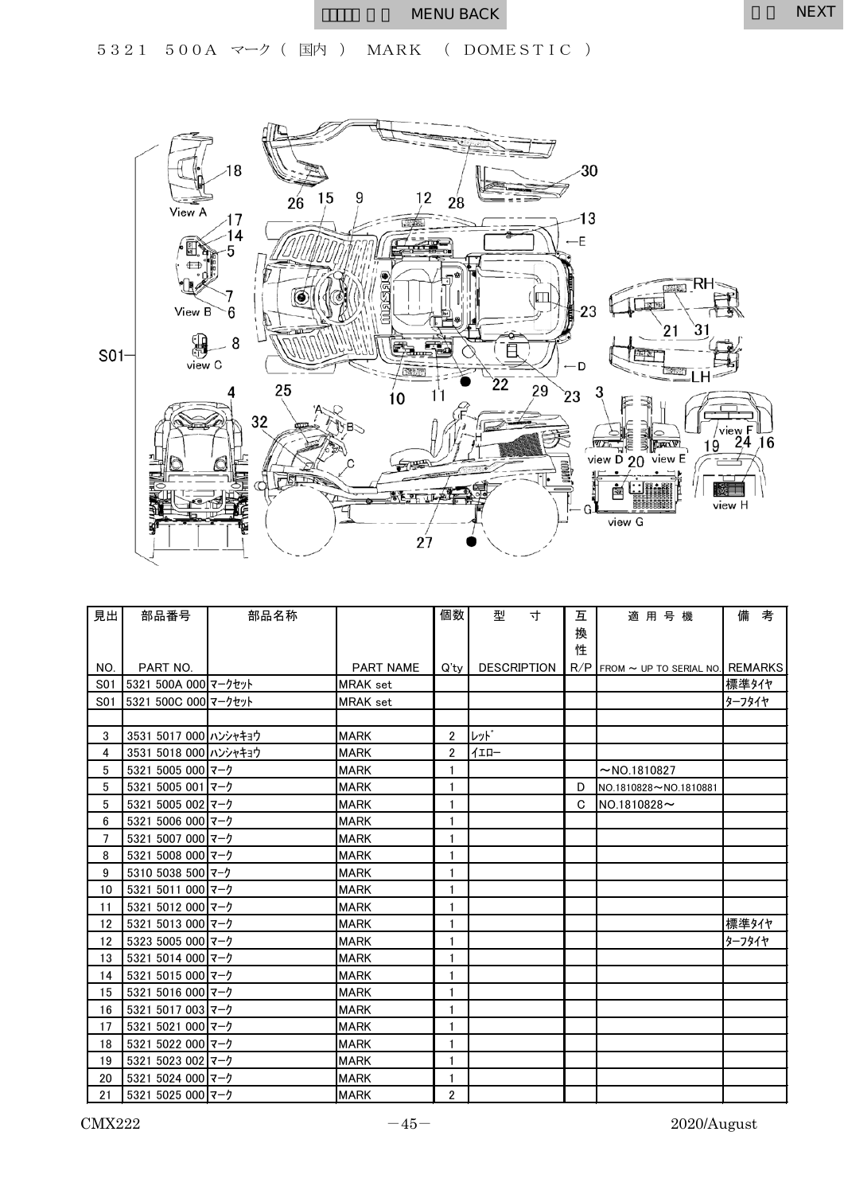MENU BACK　　NEXT

５３２１　５００A　マーク（ 国内 ）　MARK　（ DOMESTIC ）

| 見出 NO. | 部品番号 PART NO. | 部品名称 | PART NAME | 個数 Q'ty | 型　寸 DESCRIPTION | 互換性 R/P | 適用号機 FROM ～ UP TO SERIAL NO. | 備考 REMARKS |
|---|---|---|---|---|---|---|---|---|
| S01 | 5321 500A 000 | マークセット | MRAK set | | | | | 標準タイヤ |
| S01 | 5321 500C 000 | マークセット | MRAK set | | | | | ターフタイヤ |
| | | | | | | | | |
| 3 | 3531 5017 000 | ハンシャキョウ | MARK | 2 | レット゛ | | | |
| 4 | 3531 5018 000 | ハンシャキョウ | MARK | 2 | イエロー | | | |
| 5 | 5321 5005 000 | マーク | MARK | 1 | | | ～NO.1810827 | |
| 5 | 5321 5005 001 | マーク | MARK | 1 | | D | NO.1810828～NO.1810881 | |
| 5 | 5321 5005 002 | マーク | MARK | 1 | | C | NO.1810828～ | |
| 6 | 5321 5006 000 | マーク | MARK | 1 | | | | |
| 7 | 5321 5007 000 | マーク | MARK | 1 | | | | |
| 8 | 5321 5008 000 | マーク | MARK | 1 | | | | |
| 9 | 5310 5038 500 | マーク | MARK | 1 | | | | |
| 10 | 5321 5011 000 | マーク | MARK | 1 | | | | |
| 11 | 5321 5012 000 | マーク | MARK | 1 | | | | |
| 12 | 5321 5013 000 | マーク | MARK | 1 | | | | 標準タイヤ |
| 12 | 5323 5005 000 | マーク | MARK | 1 | | | | ターフタイヤ |
| 13 | 5321 5014 000 | マーク | MARK | 1 | | | | |
| 14 | 5321 5015 000 | マーク | MARK | 1 | | | | |
| 15 | 5321 5016 000 | マーク | MARK | 1 | | | | |
| 16 | 5321 5017 003 | マーク | MARK | 1 | | | | |
| 17 | 5321 5021 000 | マーク | MARK | 1 | | | | |
| 18 | 5321 5022 000 | マーク | MARK | 1 | | | | |
| 19 | 5321 5023 002 | マーク | MARK | 1 | | | | |
| 20 | 5321 5024 000 | マーク | MARK | 1 | | | | |
| 21 | 5321 5025 000 | マーク | MARK | 2 | | | | |

CMX222　　2020/August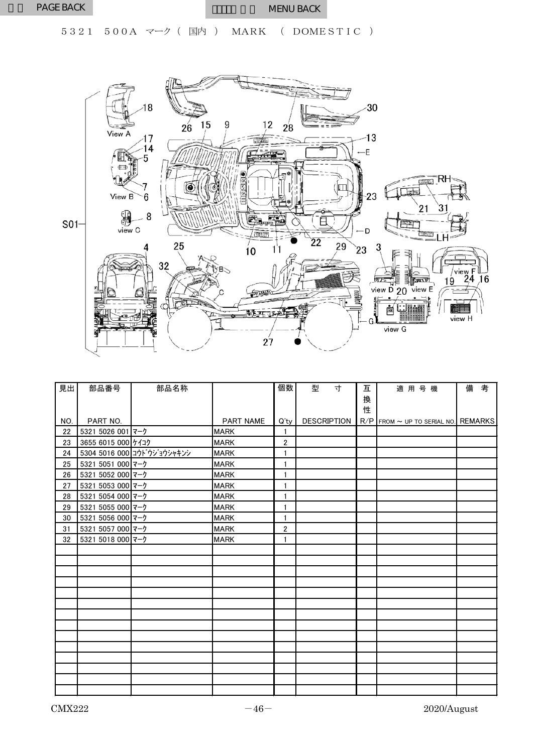5321　500A マーク（ 国内 ） MARK （ DOMESTIC ）

22
23
24
25
26
27
28
29
30
31
32
S01
View A
View B
view C
view D
view E
view F
view G
view H
RH
LH
A
B
C
D
E
F
G
3
4
5
6
7
8
9
10
11
12
13
14
15
16
17
18
19
20
21

| 見出 | 部品番号 | 部品名称 | | 個数 | 型　寸 | 互換性 | 適用号機 | 備考 |
|---|---|---|---|---|---|---|---|---|
| NO. | PART NO. | | PART NAME | Q'ty | DESCRIPTION | R/P | FROM ～ UP TO SERIAL NO. | REMARKS |
| 22 | 5321 5026 001 | ﾏｰｸ | MARK | 1 | | | | |
| 23 | 3655 6015 000 | ｹｲｺｸ | MARK | 2 | | | | |
| 24 | 5304 5016 000 | ｺｳﾄﾞｳｼﾞｮｳｼｬｷﾝｼ | MARK | 1 | | | | |
| 25 | 5321 5051 000 | ﾏｰｸ | MARK | 1 | | | | |
| 26 | 5321 5052 000 | ﾏｰｸ | MARK | 1 | | | | |
| 27 | 5321 5053 000 | ﾏｰｸ | MARK | 1 | | | | |
| 28 | 5321 5054 000 | ﾏｰｸ | MARK | 1 | | | | |
| 29 | 5321 5055 000 | ﾏｰｸ | MARK | 1 | | | | |
| 30 | 5321 5056 000 | ﾏｰｸ | MARK | 1 | | | | |
| 31 | 5321 5057 000 | ﾏｰｸ | MARK | 2 | | | | |
| 32 | 5321 5018 000 | ﾏｰｸ | MARK | 1 | | | | |

CMX222　　2020/August